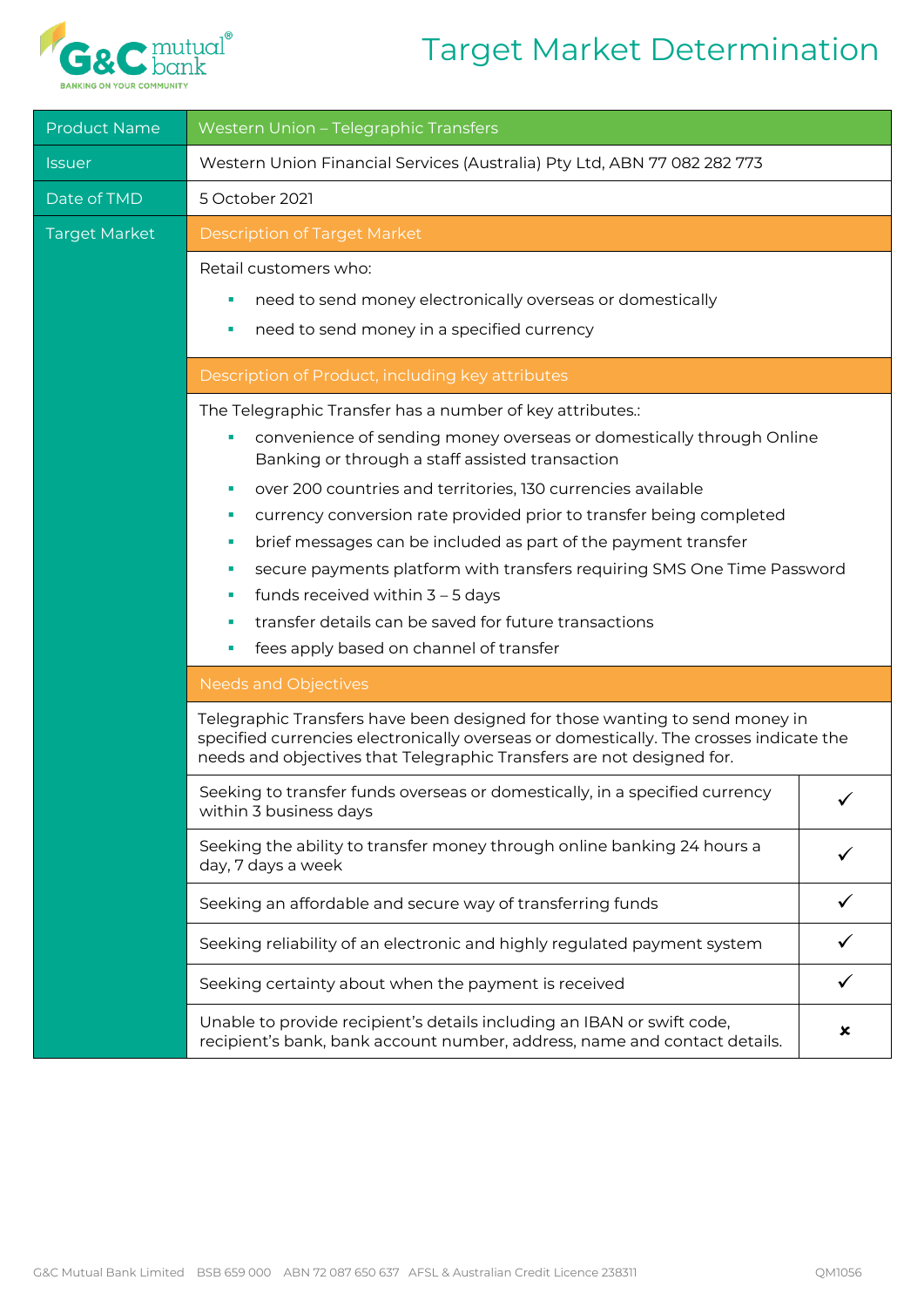# Target Market Determination

| Product Name | Western Union – Telegraphic Transfers |
|---|---|
| Issuer | Western Union Financial Services (Australia) Pty Ltd, ABN 77 082 282 773 |
| Date of TMD | 5 October 2021 |
| Target Market | **Description of Target Market** |

**Description of Target Market**

Retail customers who:

- need to send money electronically overseas or domestically
- need to send money in a specified currency

**Description of Product, including key attributes**

The Telegraphic Transfer has a number of key attributes.:

- convenience of sending money overseas or domestically through Online Banking or through a staff assisted transaction
- over 200 countries and territories, 130 currencies available
- currency conversion rate provided prior to transfer being completed
- brief messages can be included as part of the payment transfer
- secure payments platform with transfers requiring SMS One Time Password
- funds received within 3 – 5 days
- transfer details can be saved for future transactions
- fees apply based on channel of transfer

**Needs and Objectives**

Telegraphic Transfers have been designed for those wanting to send money in specified currencies electronically overseas or domestically. The crosses indicate the needs and objectives that Telegraphic Transfers are not designed for.

| Need / Objective | |
|---|---|
| Seeking to transfer funds overseas or domestically, in a specified currency within 3 business days | ✓ |
| Seeking the ability to transfer money through online banking 24 hours a day, 7 days a week | ✓ |
| Seeking an affordable and secure way of transferring funds | ✓ |
| Seeking reliability of an electronic and highly regulated payment system | ✓ |
| Seeking certainty about when the payment is received | ✓ |
| Unable to provide recipient's details including an IBAN or swift code, recipient's bank, bank account number, address, name and contact details. | ✗ |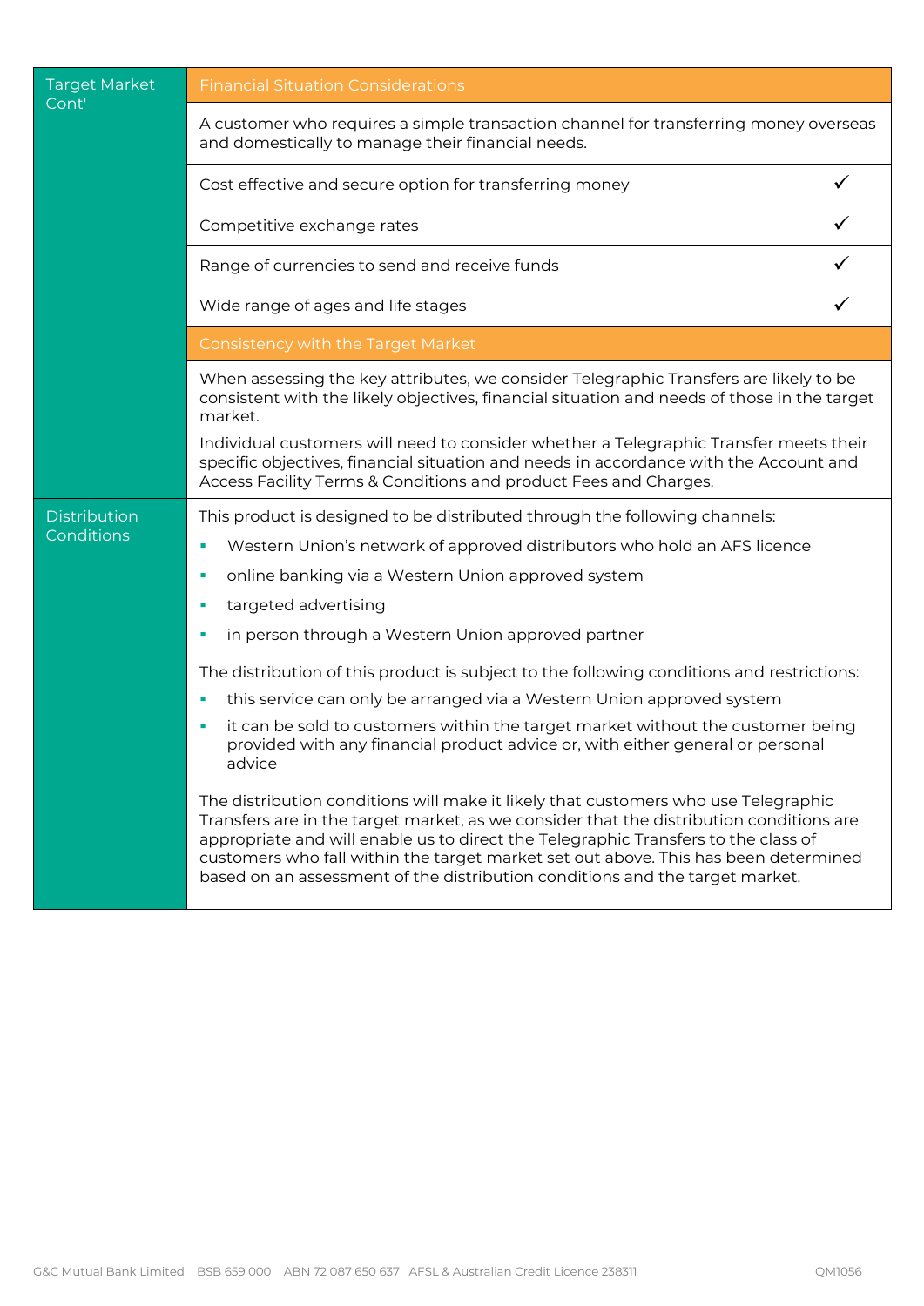| Target Market Cont' | Financial Situation Considerations | |
|---|---|---|
| | A customer who requires a simple transaction channel for transferring money overseas and domestically to manage their financial needs. | |
| | Cost effective and secure option for transferring money | ✓ |
| | Competitive exchange rates | ✓ |
| | Range of currencies to send and receive funds | ✓ |
| | Wide range of ages and life stages | ✓ |
| | Consistency with the Target Market | |
| | When assessing the key attributes, we consider Telegraphic Transfers are likely to be consistent with the likely objectives, financial situation and needs of those in the target market. Individual customers will need to consider whether a Telegraphic Transfer meets their specific objectives, financial situation and needs in accordance with the Account and Access Facility Terms & Conditions and product Fees and Charges. | |
| Distribution Conditions | This product is designed to be distributed through the following channels: <br>▪ Western Union's network of approved distributors who hold an AFS licence <br>▪ online banking via a Western Union approved system <br>▪ targeted advertising <br>▪ in person through a Western Union approved partner <br><br>The distribution of this product is subject to the following conditions and restrictions: <br>▪ this service can only be arranged via a Western Union approved system <br>▪ it can be sold to customers within the target market without the customer being provided with any financial product advice or, with either general or personal advice <br><br>The distribution conditions will make it likely that customers who use Telegraphic Transfers are in the target market, as we consider that the distribution conditions are appropriate and will enable us to direct the Telegraphic Transfers to the class of customers who fall within the target market set out above. This has been determined based on an assessment of the distribution conditions and the target market. | |

G&C Mutual Bank Limited BSB 659 000 ABN 72 087 650 637 AFSL & Australian Credit Licence 238311 QM1056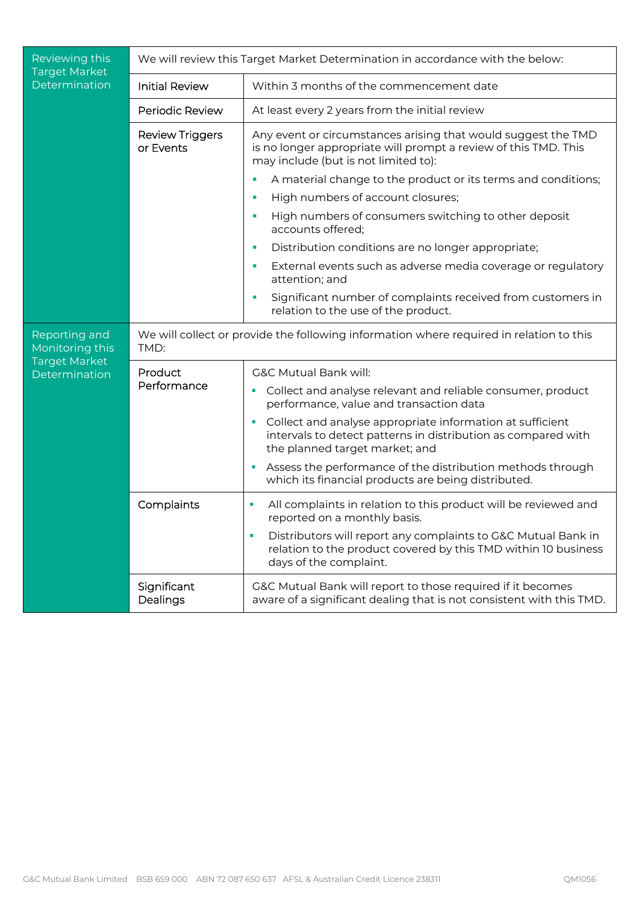| | | |
|---|---|---|
| Reviewing this Target Market Determination | We will review this Target Market Determination in accordance with the below: | |
| | Initial Review | Within 3 months of the commencement date |
| | Periodic Review | At least every 2 years from the initial review |
| | Review Triggers or Events | Any event or circumstances arising that would suggest the TMD is no longer appropriate will prompt a review of this TMD. This may include (but is not limited to): <br>▪ A material change to the product or its terms and conditions; <br>▪ High numbers of account closures; <br>▪ High numbers of consumers switching to other deposit accounts offered; <br>▪ Distribution conditions are no longer appropriate; <br>▪ External events such as adverse media coverage or regulatory attention; and <br>▪ Significant number of complaints received from customers in relation to the use of the product. |
| Reporting and Monitoring this Target Market Determination | We will collect or provide the following information where required in relation to this TMD: | |
| | Product Performance | G&C Mutual Bank will: <br>▪ Collect and analyse relevant and reliable consumer, product performance, value and transaction data <br>▪ Collect and analyse appropriate information at sufficient intervals to detect patterns in distribution as compared with the planned target market; and <br>▪ Assess the performance of the distribution methods through which its financial products are being distributed. |
| | Complaints | ▪ All complaints in relation to this product will be reviewed and reported on a monthly basis. <br>▪ Distributors will report any complaints to G&C Mutual Bank in relation to the product covered by this TMD within 10 business days of the complaint. |
| | Significant Dealings | G&C Mutual Bank will report to those required if it becomes aware of a significant dealing that is not consistent with this TMD. |

G&C Mutual Bank Limited BSB 659 000 ABN 72 087 650 637 AFSL & Australian Credit Licence 238311 QM1056